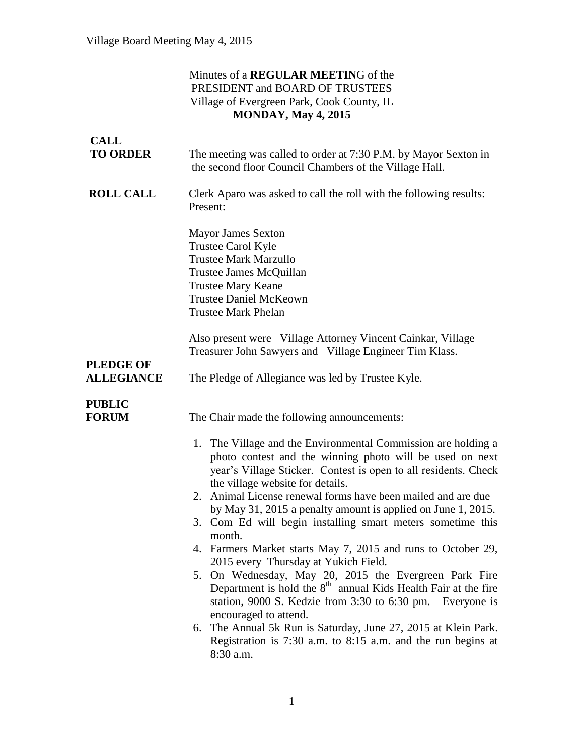Minutes of a **REGULAR MEETIN**G of the
PRESIDENT and BOARD OF TRUSTEES
Village of Evergreen Park, Cook County, IL
**MONDAY, May 4, 2015**

**CALL TO ORDER**

The meeting was called to order at 7:30 P.M. by Mayor Sexton in the second floor Council Chambers of the Village Hall.

**ROLL CALL**

Clerk Aparo was asked to call the roll with the following results:
Present:

Mayor James Sexton
Trustee Carol Kyle
Trustee Mark Marzullo
Trustee James McQuillan
Trustee Mary Keane
Trustee Daniel McKeown
Trustee Mark Phelan

Also present were Village Attorney Vincent Cainkar, Village Treasurer John Sawyers and Village Engineer Tim Klass.

**PLEDGE OF ALLEGIANCE**

The Pledge of Allegiance was led by Trustee Kyle.

**PUBLIC FORUM**

The Chair made the following announcements:

1. The Village and the Environmental Commission are holding a photo contest and the winning photo will be used on next year's Village Sticker. Contest is open to all residents. Check the village website for details.
2. Animal License renewal forms have been mailed and are due by May 31, 2015 a penalty amount is applied on June 1, 2015.
3. Com Ed will begin installing smart meters sometime this month.
4. Farmers Market starts May 7, 2015 and runs to October 29, 2015 every Thursday at Yukich Field.
5. On Wednesday, May 20, 2015 the Evergreen Park Fire Department is hold the 8th annual Kids Health Fair at the fire station, 9000 S. Kedzie from 3:30 to 6:30 pm. Everyone is encouraged to attend.
6. The Annual 5k Run is Saturday, June 27, 2015 at Klein Park. Registration is 7:30 a.m. to 8:15 a.m. and the run begins at 8:30 a.m.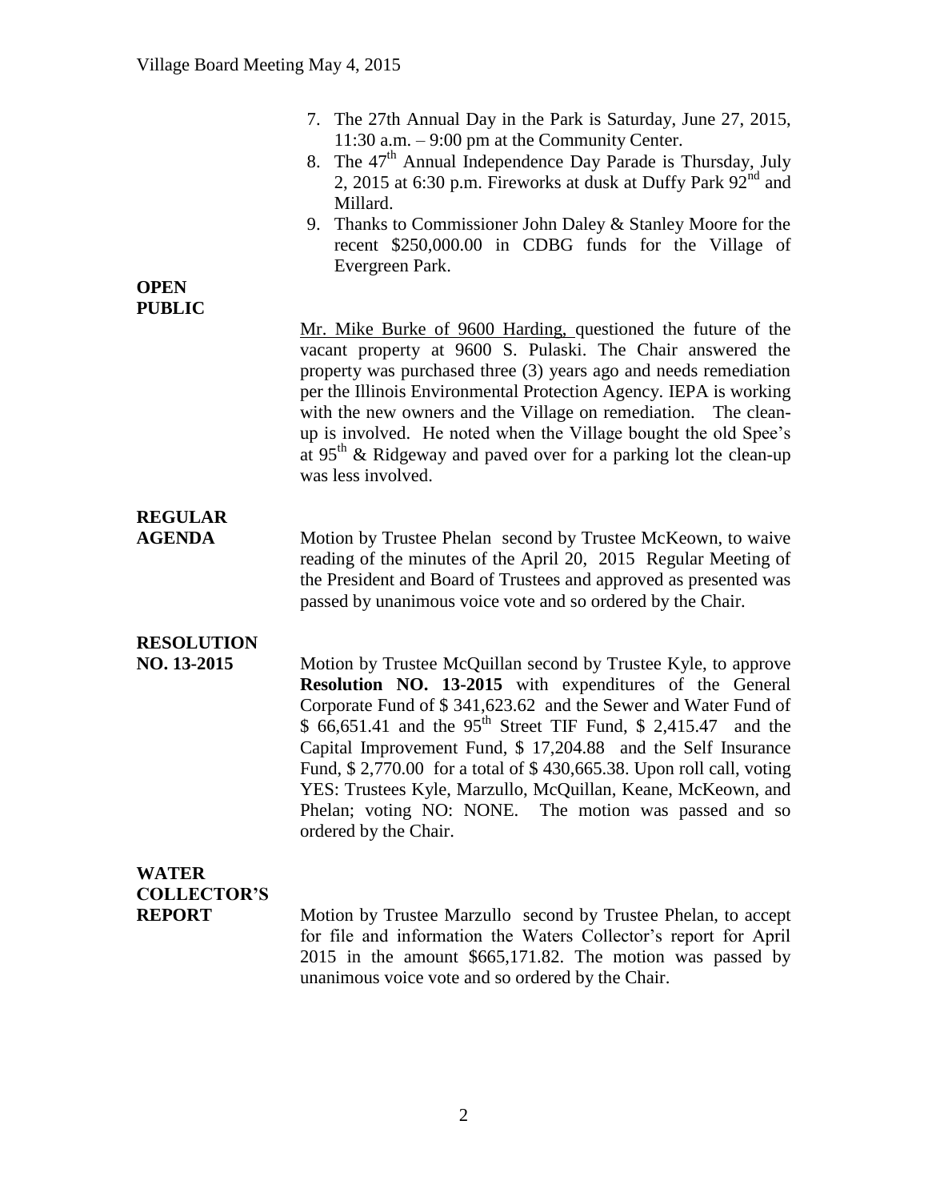7. The 27th Annual Day in the Park is Saturday, June 27, 2015, 11:30 a.m. – 9:00 pm at the Community Center.
8. The 47th Annual Independence Day Parade is Thursday, July 2, 2015 at 6:30 p.m. Fireworks at dusk at Duffy Park 92nd and Millard.
9. Thanks to Commissioner John Daley & Stanley Moore for the recent $250,000.00 in CDBG funds for the Village of Evergreen Park.

**OPEN PUBLIC**

Mr. Mike Burke of 9600 Harding, questioned the future of the vacant property at 9600 S. Pulaski. The Chair answered the property was purchased three (3) years ago and needs remediation per the Illinois Environmental Protection Agency. IEPA is working with the new owners and the Village on remediation. The clean-up is involved. He noted when the Village bought the old Spee's at 95th & Ridgeway and paved over for a parking lot the clean-up was less involved.

**REGULAR AGENDA**

Motion by Trustee Phelan second by Trustee McKeown, to waive reading of the minutes of the April 20, 2015 Regular Meeting of the President and Board of Trustees and approved as presented was passed by unanimous voice vote and so ordered by the Chair.

**RESOLUTION NO. 13-2015**

Motion by Trustee McQuillan second by Trustee Kyle, to approve **Resolution NO. 13-2015** with expenditures of the General Corporate Fund of $ 341,623.62 and the Sewer and Water Fund of $ 66,651.41 and the 95th Street TIF Fund, $ 2,415.47 and the Capital Improvement Fund, $ 17,204.88 and the Self Insurance Fund, $ 2,770.00 for a total of $ 430,665.38. Upon roll call, voting YES: Trustees Kyle, Marzullo, McQuillan, Keane, McKeown, and Phelan; voting NO: NONE. The motion was passed and so ordered by the Chair.

**WATER COLLECTOR'S REPORT**

Motion by Trustee Marzullo second by Trustee Phelan, to accept for file and information the Waters Collector's report for April 2015 in the amount $665,171.82. The motion was passed by unanimous voice vote and so ordered by the Chair.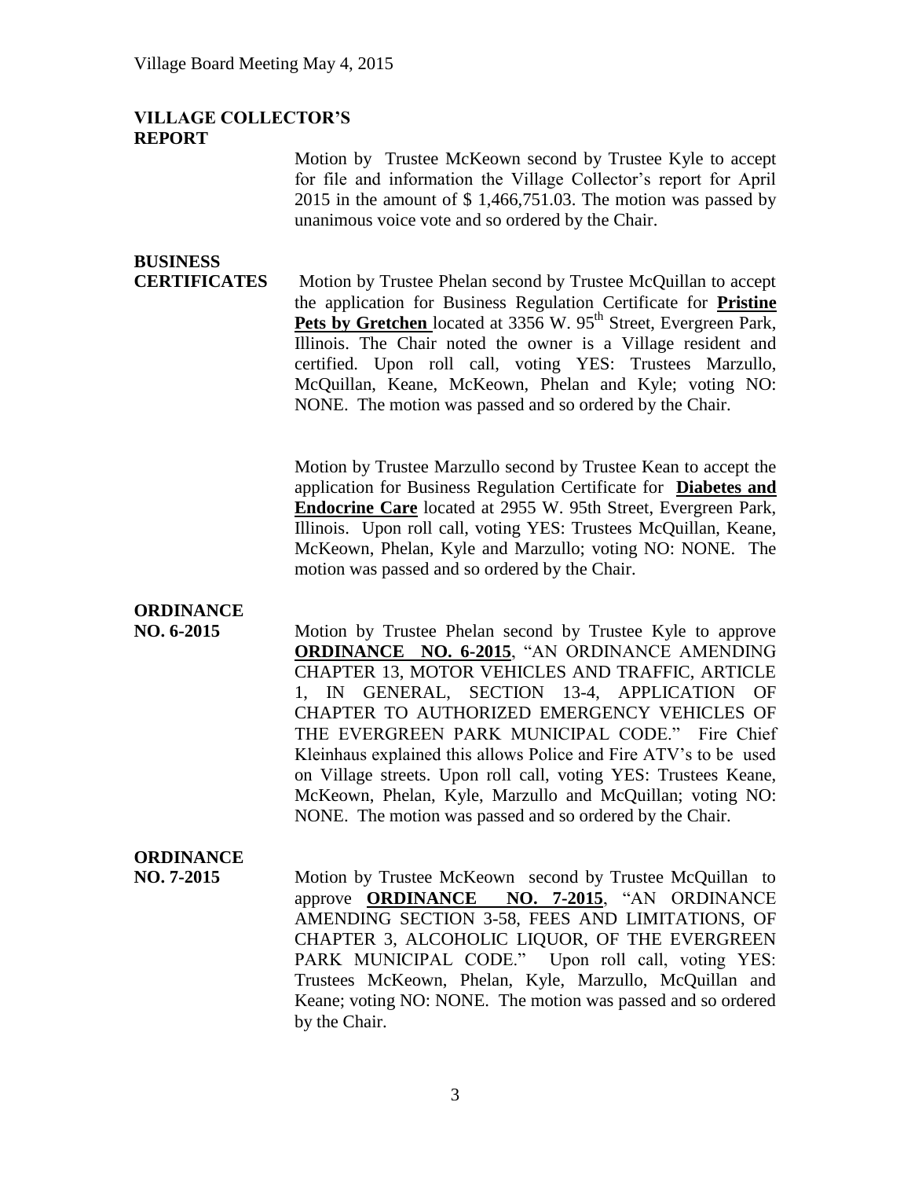## VILLAGE COLLECTOR'S REPORT

Motion by Trustee McKeown second by Trustee Kyle to accept for file and information the Village Collector's report for April 2015 in the amount of $ 1,466,751.03. The motion was passed by unanimous voice vote and so ordered by the Chair.

## BUSINESS CERTIFICATES

Motion by Trustee Phelan second by Trustee McQuillan to accept the application for Business Regulation Certificate for **Pristine Pets by Gretchen** located at 3356 W. 95th Street, Evergreen Park, Illinois. The Chair noted the owner is a Village resident and certified. Upon roll call, voting YES: Trustees Marzullo, McQuillan, Keane, McKeown, Phelan and Kyle; voting NO: NONE. The motion was passed and so ordered by the Chair.

Motion by Trustee Marzullo second by Trustee Kean to accept the application for Business Regulation Certificate for **Diabetes and Endocrine Care** located at 2955 W. 95th Street, Evergreen Park, Illinois. Upon roll call, voting YES: Trustees McQuillan, Keane, McKeown, Phelan, Kyle and Marzullo; voting NO: NONE. The motion was passed and so ordered by the Chair.

## ORDINANCE NO. 6-2015

Motion by Trustee Phelan second by Trustee Kyle to approve **ORDINANCE NO. 6-2015**, "AN ORDINANCE AMENDING CHAPTER 13, MOTOR VEHICLES AND TRAFFIC, ARTICLE 1, IN GENERAL, SECTION 13-4, APPLICATION OF CHAPTER TO AUTHORIZED EMERGENCY VEHICLES OF THE EVERGREEN PARK MUNICIPAL CODE." Fire Chief Kleinhaus explained this allows Police and Fire ATV's to be used on Village streets. Upon roll call, voting YES: Trustees Keane, McKeown, Phelan, Kyle, Marzullo and McQuillan; voting NO: NONE. The motion was passed and so ordered by the Chair.

## ORDINANCE NO. 7-2015

Motion by Trustee McKeown second by Trustee McQuillan to approve **ORDINANCE NO. 7-2015**, "AN ORDINANCE AMENDING SECTION 3-58, FEES AND LIMITATIONS, OF CHAPTER 3, ALCOHOLIC LIQUOR, OF THE EVERGREEN PARK MUNICIPAL CODE." Upon roll call, voting YES: Trustees McKeown, Phelan, Kyle, Marzullo, McQuillan and Keane; voting NO: NONE. The motion was passed and so ordered by the Chair.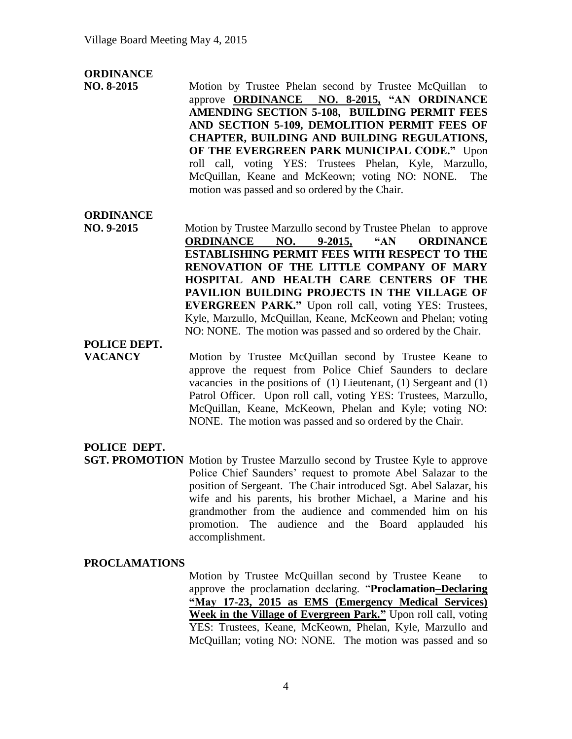**ORDINANCE NO. 8-2015**

Motion by Trustee Phelan second by Trustee McQuillan to approve **ORDINANCE NO. 8-2015, "AN ORDINANCE AMENDING SECTION 5-108, BUILDING PERMIT FEES AND SECTION 5-109, DEMOLITION PERMIT FEES OF CHAPTER, BUILDING AND BUILDING REGULATIONS, OF THE EVERGREEN PARK MUNICIPAL CODE."** Upon roll call, voting YES: Trustees Phelan, Kyle, Marzullo, McQuillan, Keane and McKeown; voting NO: NONE. The motion was passed and so ordered by the Chair.

**ORDINANCE NO. 9-2015**

Motion by Trustee Marzullo second by Trustee Phelan to approve **ORDINANCE NO. 9-2015, "AN ORDINANCE ESTABLISHING PERMIT FEES WITH RESPECT TO THE RENOVATION OF THE LITTLE COMPANY OF MARY HOSPITAL AND HEALTH CARE CENTERS OF THE PAVILION BUILDING PROJECTS IN THE VILLAGE OF EVERGREEN PARK."** Upon roll call, voting YES: Trustees, Kyle, Marzullo, McQuillan, Keane, McKeown and Phelan; voting NO: NONE. The motion was passed and so ordered by the Chair.

**POLICE DEPT. VACANCY**

Motion by Trustee McQuillan second by Trustee Keane to approve the request from Police Chief Saunders to declare vacancies in the positions of (1) Lieutenant, (1) Sergeant and (1) Patrol Officer. Upon roll call, voting YES: Trustees, Marzullo, McQuillan, Keane, McKeown, Phelan and Kyle; voting NO: NONE. The motion was passed and so ordered by the Chair.

**POLICE DEPT. SGT. PROMOTION**

Motion by Trustee Marzullo second by Trustee Kyle to approve Police Chief Saunders' request to promote Abel Salazar to the position of Sergeant. The Chair introduced Sgt. Abel Salazar, his wife and his parents, his brother Michael, a Marine and his grandmother from the audience and commended him on his promotion. The audience and the Board applauded his accomplishment.

**PROCLAMATIONS**

Motion by Trustee McQuillan second by Trustee Keane to approve the proclamation declaring. "**Proclamation–Declaring "May 17-23, 2015 as EMS (Emergency Medical Services) Week in the Village of Evergreen Park."** Upon roll call, voting YES: Trustees, Keane, McKeown, Phelan, Kyle, Marzullo and McQuillan; voting NO: NONE. The motion was passed and so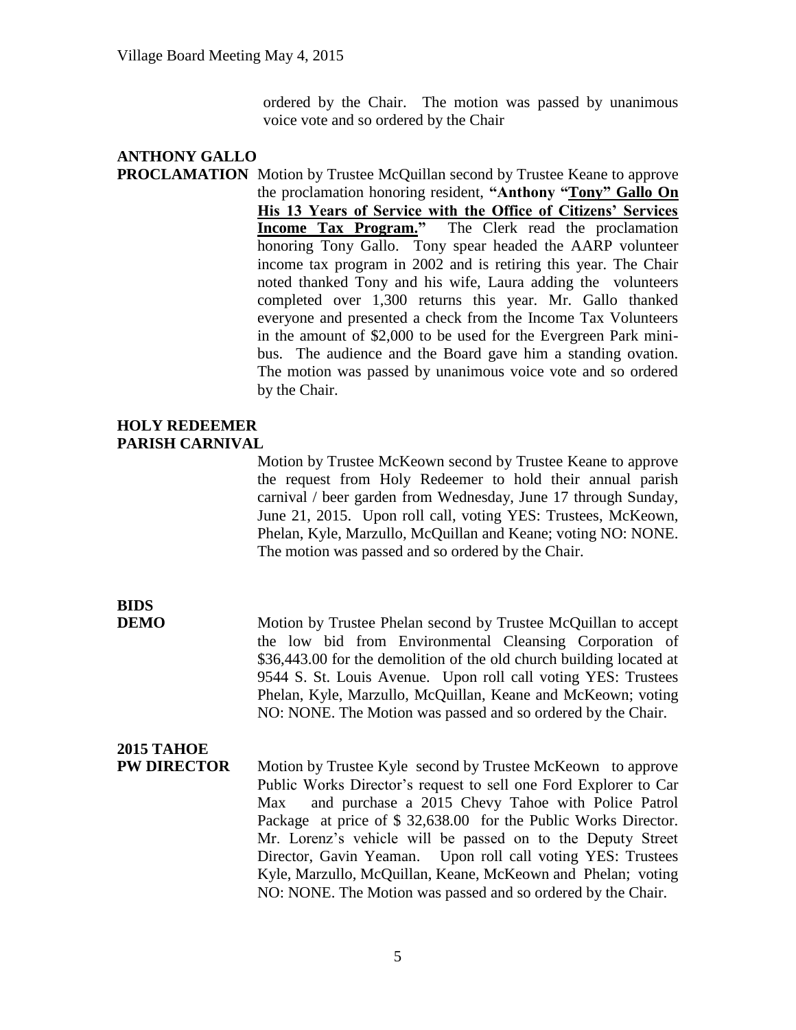ordered by the Chair. The motion was passed by unanimous voice vote and so ordered by the Chair

**ANTHONY GALLO PROCLAMATION** Motion by Trustee McQuillan second by Trustee Keane to approve the proclamation honoring resident, **"Anthony "Tony" Gallo On His 13 Years of Service with the Office of Citizens' Services Income Tax Program."** The Clerk read the proclamation honoring Tony Gallo. Tony spear headed the AARP volunteer income tax program in 2002 and is retiring this year. The Chair noted thanked Tony and his wife, Laura adding the volunteers completed over 1,300 returns this year. Mr. Gallo thanked everyone and presented a check from the Income Tax Volunteers in the amount of $2,000 to be used for the Evergreen Park mini-bus. The audience and the Board gave him a standing ovation. The motion was passed by unanimous voice vote and so ordered by the Chair.

**HOLY REDEEMER PARISH CARNIVAL**

Motion by Trustee McKeown second by Trustee Keane to approve the request from Holy Redeemer to hold their annual parish carnival / beer garden from Wednesday, June 17 through Sunday, June 21, 2015. Upon roll call, voting YES: Trustees, McKeown, Phelan, Kyle, Marzullo, McQuillan and Keane; voting NO: NONE. The motion was passed and so ordered by the Chair.

**BIDS**

**DEMO** Motion by Trustee Phelan second by Trustee McQuillan to accept the low bid from Environmental Cleansing Corporation of $36,443.00 for the demolition of the old church building located at 9544 S. St. Louis Avenue. Upon roll call voting YES: Trustees Phelan, Kyle, Marzullo, McQuillan, Keane and McKeown; voting NO: NONE. The Motion was passed and so ordered by the Chair.

**2015 TAHOE PW DIRECTOR** Motion by Trustee Kyle second by Trustee McKeown to approve Public Works Director's request to sell one Ford Explorer to Car Max and purchase a 2015 Chevy Tahoe with Police Patrol Package at price of $ 32,638.00 for the Public Works Director. Mr. Lorenz's vehicle will be passed on to the Deputy Street Director, Gavin Yeaman. Upon roll call voting YES: Trustees Kyle, Marzullo, McQuillan, Keane, McKeown and Phelan; voting NO: NONE. The Motion was passed and so ordered by the Chair.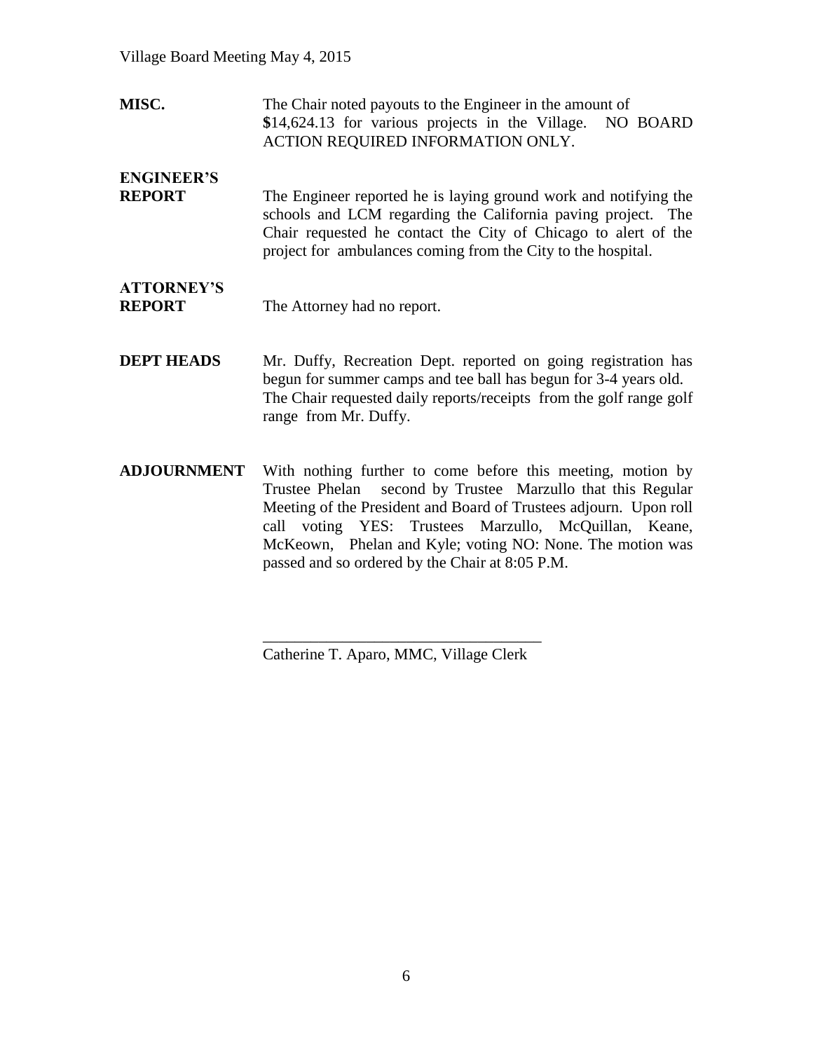**MISC.** The Chair noted payouts to the Engineer in the amount of $14,624.13 for various projects in the Village. NO BOARD ACTION REQUIRED INFORMATION ONLY.

**ENGINEER'S REPORT** The Engineer reported he is laying ground work and notifying the schools and LCM regarding the California paving project. The Chair requested he contact the City of Chicago to alert of the project for ambulances coming from the City to the hospital.

**ATTORNEY'S REPORT** The Attorney had no report.

**DEPT HEADS** Mr. Duffy, Recreation Dept. reported on going registration has begun for summer camps and tee ball has begun for 3-4 years old. The Chair requested daily reports/receipts from the golf range golf range from Mr. Duffy.

**ADJOURNMENT** With nothing further to come before this meeting, motion by Trustee Phelan second by Trustee Marzullo that this Regular Meeting of the President and Board of Trustees adjourn. Upon roll call voting YES: Trustees Marzullo, McQuillan, Keane, McKeown, Phelan and Kyle; voting NO: None. The motion was passed and so ordered by the Chair at 8:05 P.M.

\_\_\_\_\_\_\_\_\_\_\_\_\_\_\_\_\_\_\_\_\_\_\_\_\_\_\_\_\_\_\_\_\_\_\_

Catherine T. Aparo, MMC, Village Clerk